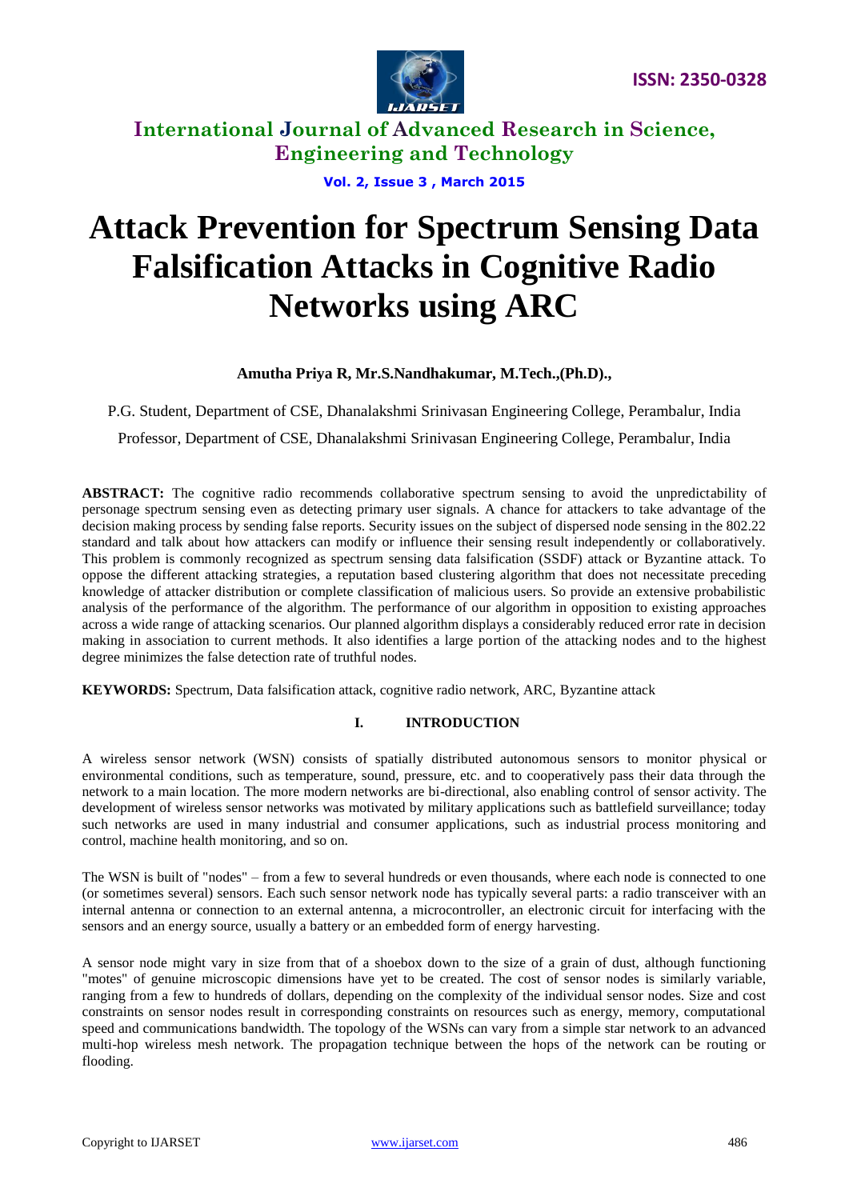# International Journal of Advanced Research in Science, Engineering and Technology

ISSN: 2350-0328

# Attack Prevention for Spectrum Sensing Data Falsification Attacks in Cognitive Radio Networks using ARC

**Amutha Priya R, Mr.S.Nandhakumar, M.Tech.,(Ph.D).,**

P.G. Student, Department of CSE, Dhanalakshmi Srinivasan Engineering College, Perambalur, India

Professor, Department of CSE, Dhanalakshmi Srinivasan Engineering College, Perambalur, India

**ABSTRACT:** The cognitive radio recommends collaborative spectrum sensing to avoid the unpredictability of personage spectrum sensing even as detecting primary user signals. A chance for attackers to take advantage of the decision making process by sending false reports. Security issues on the subject of dispersed node sensing in the 802.22 standard and talk about how attackers can modify or influence their sensing result independently or collaboratively. This problem is commonly recognized as spectrum sensing data falsification (SSDF) attack or Byzantine attack. To oppose the different attacking strategies, a reputation based clustering algorithm that does not necessitate preceding knowledge of attacker distribution or complete classification of malicious users. So provide an extensive probabilistic analysis of the performance of the algorithm. The performance of our algorithm in opposition to existing approaches across a wide range of attacking scenarios. Our planned algorithm displays a considerably reduced error rate in decision making in association to current methods. It also identifies a large portion of the attacking nodes and to the highest degree minimizes the false detection rate of truthful nodes.

**KEYWORDS:** Spectrum, Data falsification attack, cognitive radio network, ARC, Byzantine attack

## I. INTRODUCTION

A wireless sensor network (WSN) consists of spatially distributed autonomous sensors to monitor physical or environmental conditions, such as temperature, sound, pressure, etc. and to cooperatively pass their data through the network to a main location. The more modern networks are bi-directional, also enabling control of sensor activity. The development of wireless sensor networks was motivated by military applications such as battlefield surveillance; today such networks are used in many industrial and consumer applications, such as industrial process monitoring and control, machine health monitoring, and so on.

The WSN is built of "nodes" – from a few to several hundreds or even thousands, where each node is connected to one (or sometimes several) sensors. Each such sensor network node has typically several parts: a radio transceiver with an internal antenna or connection to an external antenna, a microcontroller, an electronic circuit for interfacing with the sensors and an energy source, usually a battery or an embedded form of energy harvesting.

A sensor node might vary in size from that of a shoebox down to the size of a grain of dust, although functioning "motes" of genuine microscopic dimensions have yet to be created. The cost of sensor nodes is similarly variable, ranging from a few to hundreds of dollars, depending on the complexity of the individual sensor nodes. Size and cost constraints on sensor nodes result in corresponding constraints on resources such as energy, memory, computational speed and communications bandwidth. The topology of the WSNs can vary from a simple star network to an advanced multi-hop wireless mesh network. The propagation technique between the hops of the network can be routing or flooding.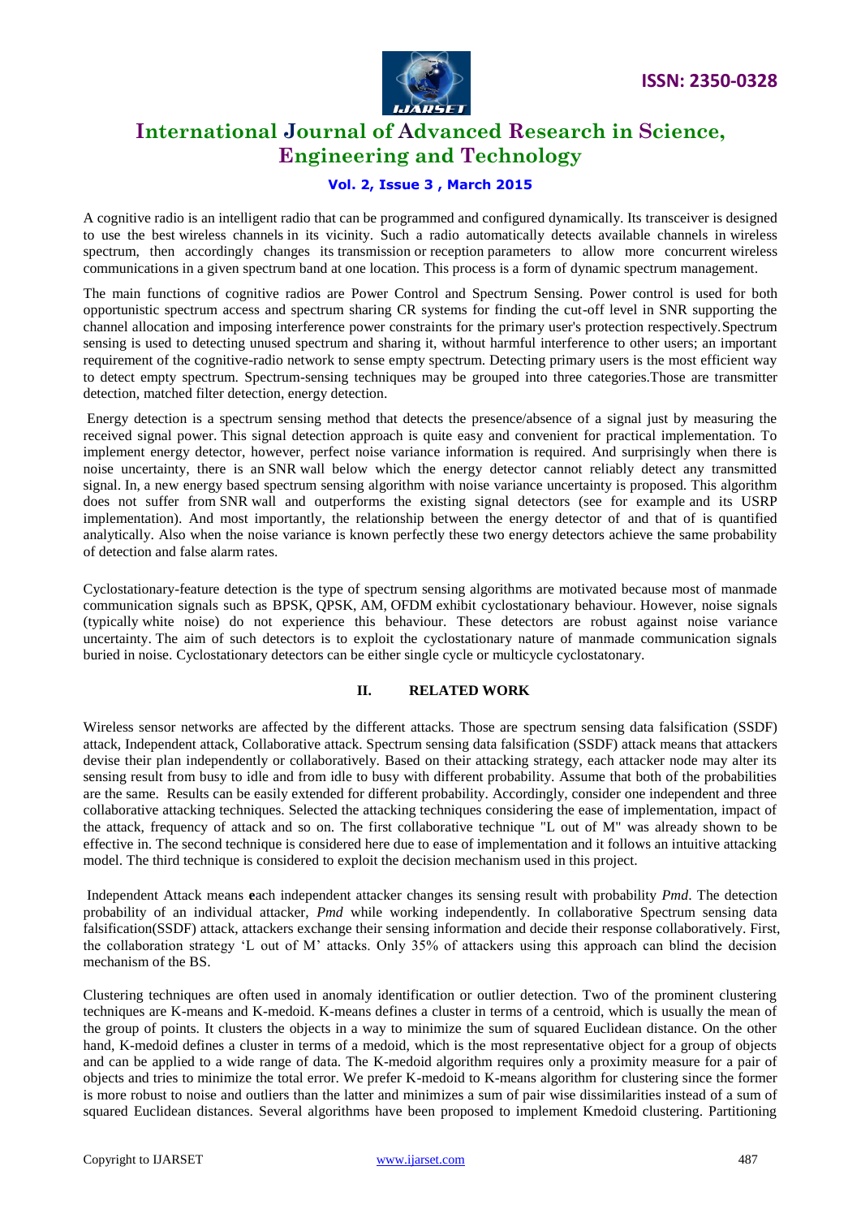A cognitive radio is an intelligent radio that can be programmed and configured dynamically. Its transceiver is designed to use the best wireless channels in its vicinity. Such a radio automatically detects available channels in wireless spectrum, then accordingly changes its transmission or reception parameters to allow more concurrent wireless communications in a given spectrum band at one location. This process is a form of dynamic spectrum management.

The main functions of cognitive radios are Power Control and Spectrum Sensing. Power control is used for both opportunistic spectrum access and spectrum sharing CR systems for finding the cut-off level in SNR supporting the channel allocation and imposing interference power constraints for the primary user's protection respectively. Spectrum sensing is used to detecting unused spectrum and sharing it, without harmful interference to other users; an important requirement of the cognitive-radio network to sense empty spectrum. Detecting primary users is the most efficient way to detect empty spectrum. Spectrum-sensing techniques may be grouped into three categories.Those are transmitter detection, matched filter detection, energy detection.

Energy detection is a spectrum sensing method that detects the presence/absence of a signal just by measuring the received signal power. This signal detection approach is quite easy and convenient for practical implementation. To implement energy detector, however, perfect noise variance information is required. And surprisingly when there is noise uncertainty, there is an SNR wall below which the energy detector cannot reliably detect any transmitted signal. In, a new energy based spectrum sensing algorithm with noise variance uncertainty is proposed. This algorithm does not suffer from SNR wall and outperforms the existing signal detectors (see for example and its USRP implementation). And most importantly, the relationship between the energy detector of and that of is quantified analytically. Also when the noise variance is known perfectly these two energy detectors achieve the same probability of detection and false alarm rates.

Cyclostationary-feature detection is the type of spectrum sensing algorithms are motivated because most of manmade communication signals such as BPSK, QPSK, AM, OFDM exhibit cyclostationary behaviour. However, noise signals (typically white noise) do not experience this behaviour. These detectors are robust against noise variance uncertainty. The aim of such detectors is to exploit the cyclostationary nature of manmade communication signals buried in noise. Cyclostationary detectors can be either single cycle or multicycle cyclostatonary.

## II. RELATED WORK

Wireless sensor networks are affected by the different attacks. Those are spectrum sensing data falsification (SSDF) attack, Independent attack, Collaborative attack. Spectrum sensing data falsification (SSDF) attack means that attackers devise their plan independently or collaboratively. Based on their attacking strategy, each attacker node may alter its sensing result from busy to idle and from idle to busy with different probability. Assume that both of the probabilities are the same. Results can be easily extended for different probability. Accordingly, consider one independent and three collaborative attacking techniques. Selected the attacking techniques considering the ease of implementation, impact of the attack, frequency of attack and so on. The first collaborative technique "L out of M" was already shown to be effective in. The second technique is considered here due to ease of implementation and it follows an intuitive attacking model. The third technique is considered to exploit the decision mechanism used in this project.

Independent Attack means **e**ach independent attacker changes its sensing result with probability *Pmd*. The detection probability of an individual attacker, *Pmd* while working independently. In collaborative Spectrum sensing data falsification(SSDF) attack, attackers exchange their sensing information and decide their response collaboratively. First, the collaboration strategy 'L out of M' attacks. Only 35% of attackers using this approach can blind the decision mechanism of the BS.

Clustering techniques are often used in anomaly identification or outlier detection. Two of the prominent clustering techniques are K-means and K-medoid. K-means defines a cluster in terms of a centroid, which is usually the mean of the group of points. It clusters the objects in a way to minimize the sum of squared Euclidean distance. On the other hand, K-medoid defines a cluster in terms of a medoid, which is the most representative object for a group of objects and can be applied to a wide range of data. The K-medoid algorithm requires only a proximity measure for a pair of objects and tries to minimize the total error. We prefer K-medoid to K-means algorithm for clustering since the former is more robust to noise and outliers than the latter and minimizes a sum of pair wise dissimilarities instead of a sum of squared Euclidean distances. Several algorithms have been proposed to implement Kmedoid clustering. Partitioning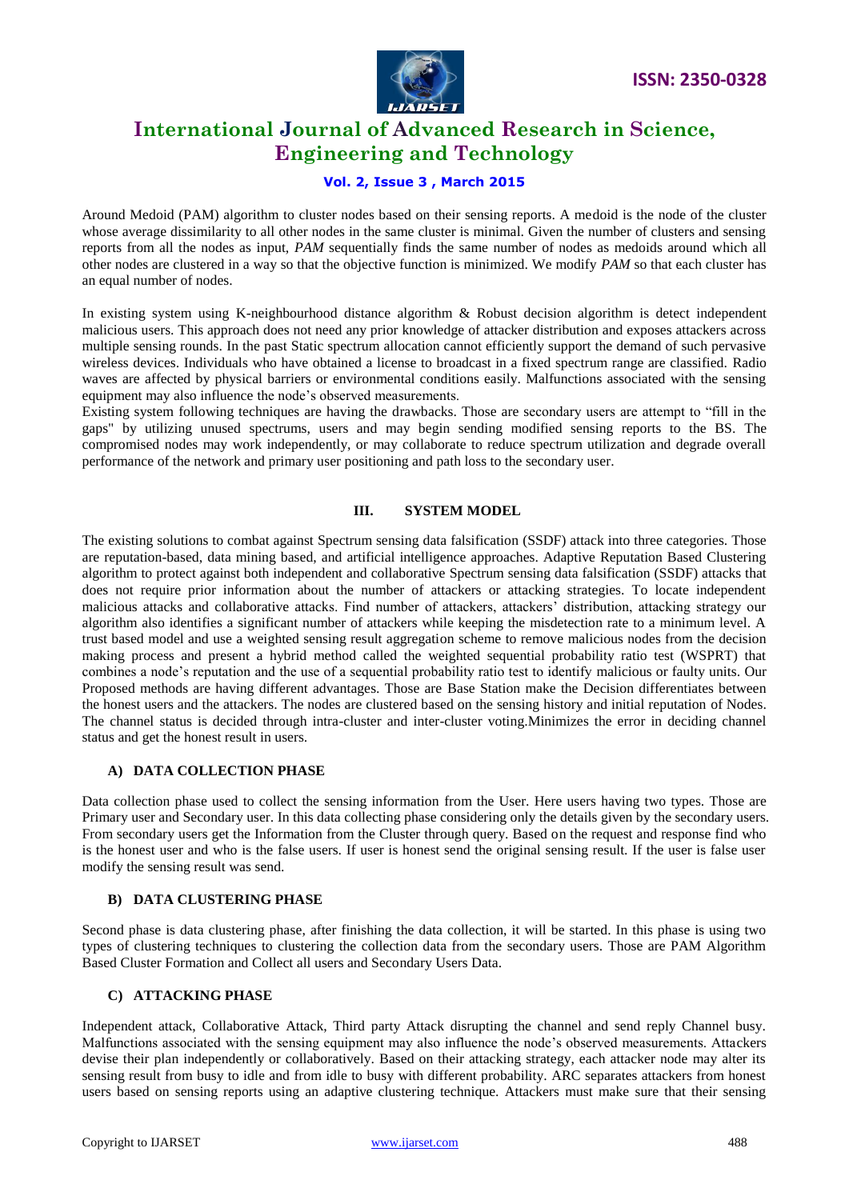Around Medoid (PAM) algorithm to cluster nodes based on their sensing reports. A medoid is the node of the cluster whose average dissimilarity to all other nodes in the same cluster is minimal. Given the number of clusters and sensing reports from all the nodes as input, *PAM* sequentially finds the same number of nodes as medoids around which all other nodes are clustered in a way so that the objective function is minimized. We modify *PAM* so that each cluster has an equal number of nodes.

In existing system using K-neighbourhood distance algorithm & Robust decision algorithm is detect independent malicious users. This approach does not need any prior knowledge of attacker distribution and exposes attackers across multiple sensing rounds. In the past Static spectrum allocation cannot efficiently support the demand of such pervasive wireless devices. Individuals who have obtained a license to broadcast in a fixed spectrum range are classified. Radio waves are affected by physical barriers or environmental conditions easily. Malfunctions associated with the sensing equipment may also influence the node's observed measurements.
Existing system following techniques are having the drawbacks. Those are secondary users are attempt to "fill in the gaps" by utilizing unused spectrums, users and may begin sending modified sensing reports to the BS. The compromised nodes may work independently, or may collaborate to reduce spectrum utilization and degrade overall performance of the network and primary user positioning and path loss to the secondary user.

## III. SYSTEM MODEL

The existing solutions to combat against Spectrum sensing data falsification (SSDF) attack into three categories. Those are reputation-based, data mining based, and artificial intelligence approaches. Adaptive Reputation Based Clustering algorithm to protect against both independent and collaborative Spectrum sensing data falsification (SSDF) attacks that does not require prior information about the number of attackers or attacking strategies. To locate independent malicious attacks and collaborative attacks. Find number of attackers, attackers' distribution, attacking strategy our algorithm also identifies a significant number of attackers while keeping the misdetection rate to a minimum level. A trust based model and use a weighted sensing result aggregation scheme to remove malicious nodes from the decision making process and present a hybrid method called the weighted sequential probability ratio test (WSPRT) that combines a node's reputation and the use of a sequential probability ratio test to identify malicious or faulty units. Our Proposed methods are having different advantages. Those are Base Station make the Decision differentiates between the honest users and the attackers. The nodes are clustered based on the sensing history and initial reputation of Nodes. The channel status is decided through intra-cluster and inter-cluster voting.Minimizes the error in deciding channel status and get the honest result in users.

### A) DATA COLLECTION PHASE

Data collection phase used to collect the sensing information from the User. Here users having two types. Those are Primary user and Secondary user. In this data collecting phase considering only the details given by the secondary users. From secondary users get the Information from the Cluster through query. Based on the request and response find who is the honest user and who is the false users. If user is honest send the original sensing result. If the user is false user modify the sensing result was send.

### B) DATA CLUSTERING PHASE

Second phase is data clustering phase, after finishing the data collection, it will be started. In this phase is using two types of clustering techniques to clustering the collection data from the secondary users. Those are PAM Algorithm Based Cluster Formation and Collect all users and Secondary Users Data.

### C) ATTACKING PHASE

Independent attack, Collaborative Attack, Third party Attack disrupting the channel and send reply Channel busy. Malfunctions associated with the sensing equipment may also influence the node's observed measurements. Attackers devise their plan independently or collaboratively. Based on their attacking strategy, each attacker node may alter its sensing result from busy to idle and from idle to busy with different probability. ARC separates attackers from honest users based on sensing reports using an adaptive clustering technique. Attackers must make sure that their sensing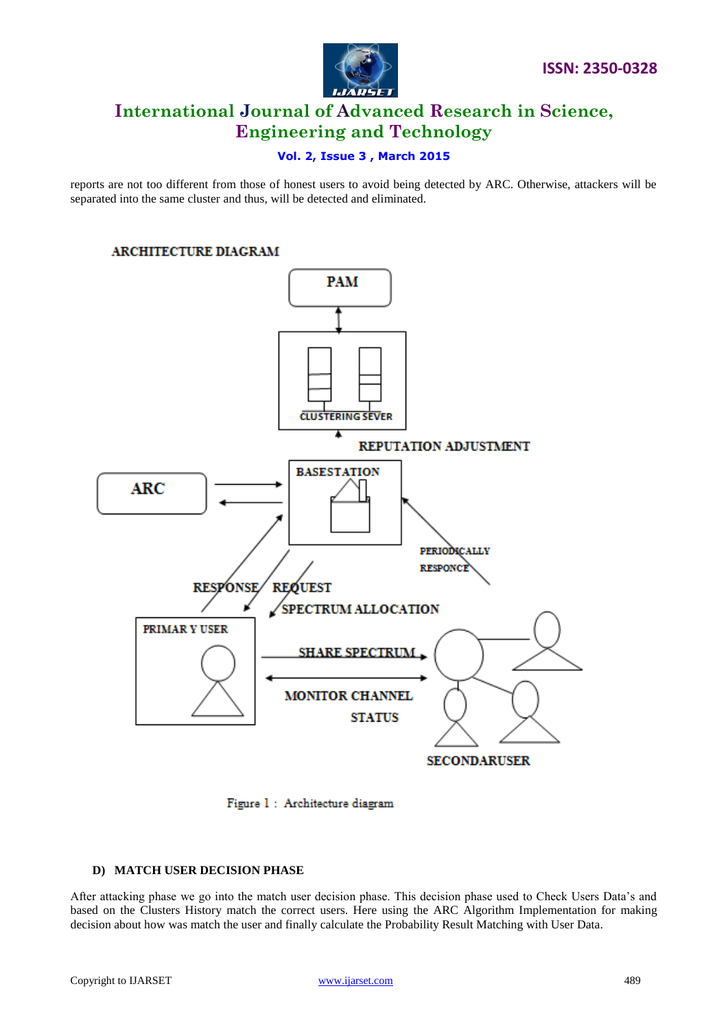reports are not too different from those of honest users to avoid being detected by ARC. Otherwise, attackers will be separated into the same cluster and thus, will be detected and eliminated.

ARCHITECTURE DIAGRAM

Figure 1 : Architecture diagram

#### D) MATCH USER DECISION PHASE

After attacking phase we go into the match user decision phase. This decision phase used to Check Users Data's and based on the Clusters History match the correct users. Here using the ARC Algorithm Implementation for making decision about how was match the user and finally calculate the Probability Result Matching with User Data.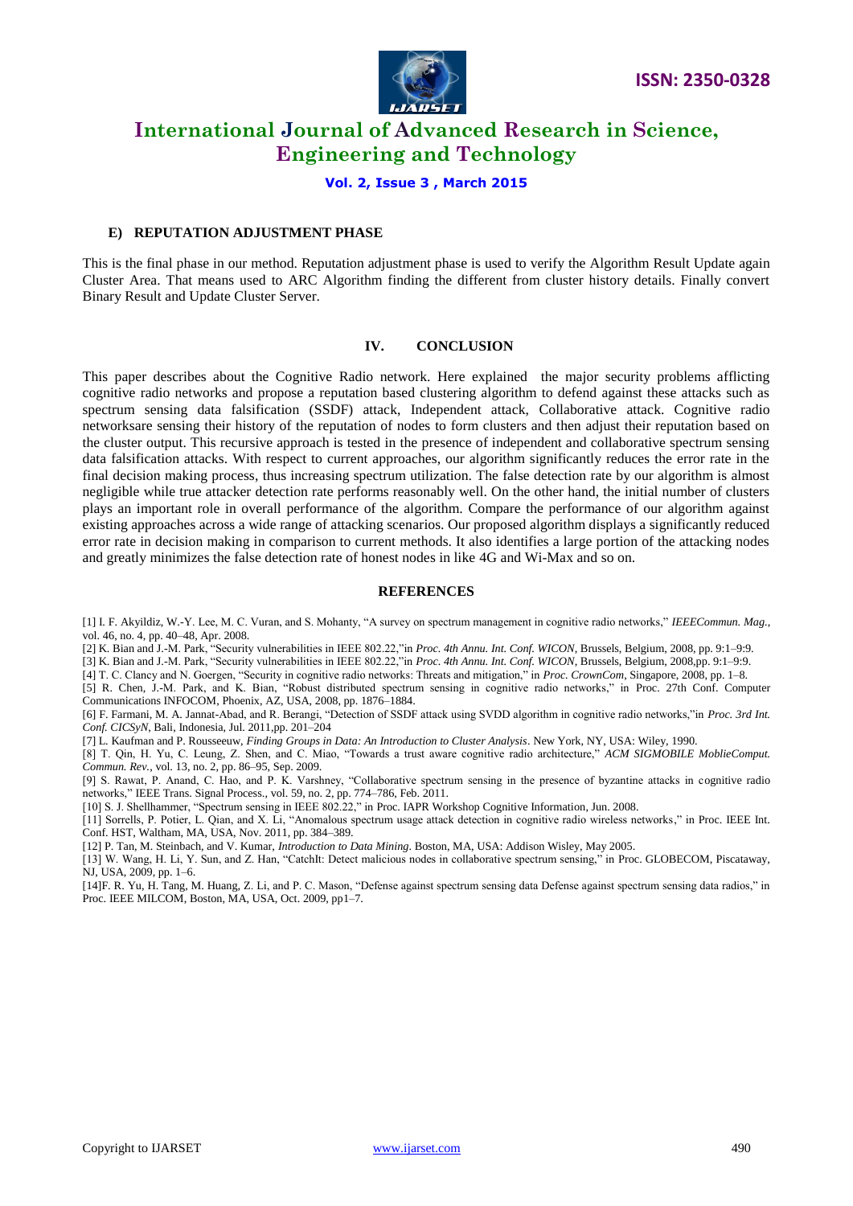### E) REPUTATION ADJUSTMENT PHASE

This is the final phase in our method. Reputation adjustment phase is used to verify the Algorithm Result Update again Cluster Area. That means used to ARC Algorithm finding the different from cluster history details. Finally convert Binary Result and Update Cluster Server.

## IV. CONCLUSION

This paper describes about the Cognitive Radio network. Here explained the major security problems afflicting cognitive radio networks and propose a reputation based clustering algorithm to defend against these attacks such as spectrum sensing data falsification (SSDF) attack, Independent attack, Collaborative attack. Cognitive radio networksare sensing their history of the reputation of nodes to form clusters and then adjust their reputation based on the cluster output. This recursive approach is tested in the presence of independent and collaborative spectrum sensing data falsification attacks. With respect to current approaches, our algorithm significantly reduces the error rate in the final decision making process, thus increasing spectrum utilization. The false detection rate by our algorithm is almost negligible while true attacker detection rate performs reasonably well. On the other hand, the initial number of clusters plays an important role in overall performance of the algorithm. Compare the performance of our algorithm against existing approaches across a wide range of attacking scenarios. Our proposed algorithm displays a significantly reduced error rate in decision making in comparison to current methods. It also identifies a large portion of the attacking nodes and greatly minimizes the false detection rate of honest nodes in like 4G and Wi-Max and so on.

## REFERENCES

[1] I. F. Akyildiz, W.-Y. Lee, M. C. Vuran, and S. Mohanty, "A survey on spectrum management in cognitive radio networks," *IEEECommun. Mag.*, vol. 46, no. 4, pp. 40–48, Apr. 2008.

[2] K. Bian and J.-M. Park, "Security vulnerabilities in IEEE 802.22,"in *Proc. 4th Annu. Int. Conf. WICON*, Brussels, Belgium, 2008, pp. 9:1–9:9.

[3] K. Bian and J.-M. Park, "Security vulnerabilities in IEEE 802.22,"in *Proc. 4th Annu. Int. Conf. WICON*, Brussels, Belgium, 2008,pp. 9:1–9:9.

[4] T. C. Clancy and N. Goergen, "Security in cognitive radio networks: Threats and mitigation," in *Proc. CrownCom*, Singapore, 2008, pp. 1–8.

[5] R. Chen, J.-M. Park, and K. Bian, "Robust distributed spectrum sensing in cognitive radio networks," in Proc. 27th Conf. Computer Communications INFOCOM, Phoenix, AZ, USA, 2008, pp. 1876–1884.

[6] F. Farmani, M. A. Jannat-Abad, and R. Berangi, "Detection of SSDF attack using SVDD algorithm in cognitive radio networks,"in *Proc. 3rd Int. Conf. CICSyN*, Bali, Indonesia, Jul. 2011,pp. 201–204

[7] L. Kaufman and P. Rousseeuw, *Finding Groups in Data: An Introduction to Cluster Analysis*. New York, NY, USA: Wiley, 1990.

[8] T. Qin, H. Yu, C. Leung, Z. Shen, and C. Miao, "Towards a trust aware cognitive radio architecture," *ACM SIGMOBILE MoblieComput. Commun. Rev.*, vol. 13, no. 2, pp. 86–95, Sep. 2009.

[9] S. Rawat, P. Anand, C. Hao, and P. K. Varshney, "Collaborative spectrum sensing in the presence of byzantine attacks in cognitive radio networks," IEEE Trans. Signal Process., vol. 59, no. 2, pp. 774–786, Feb. 2011.

[10] S. J. Shellhammer, "Spectrum sensing in IEEE 802.22," in Proc. IAPR Workshop Cognitive Information, Jun. 2008.

[11] Sorrells, P. Potier, L. Qian, and X. Li, "Anomalous spectrum usage attack detection in cognitive radio wireless networks," in Proc. IEEE Int. Conf. HST, Waltham, MA, USA, Nov. 2011, pp. 384–389.

[12] P. Tan, M. Steinbach, and V. Kumar, *Introduction to Data Mining*. Boston, MA, USA: Addison Wisley, May 2005.

[13] W. Wang, H. Li, Y. Sun, and Z. Han, "CatchIt: Detect malicious nodes in collaborative spectrum sensing," in Proc. GLOBECOM, Piscataway, NJ, USA, 2009, pp. 1–6.

[14]F. R. Yu, H. Tang, M. Huang, Z. Li, and P. C. Mason, "Defense against spectrum sensing data Defense against spectrum sensing data radios," in Proc. IEEE MILCOM, Boston, MA, USA, Oct. 2009, pp1–7.